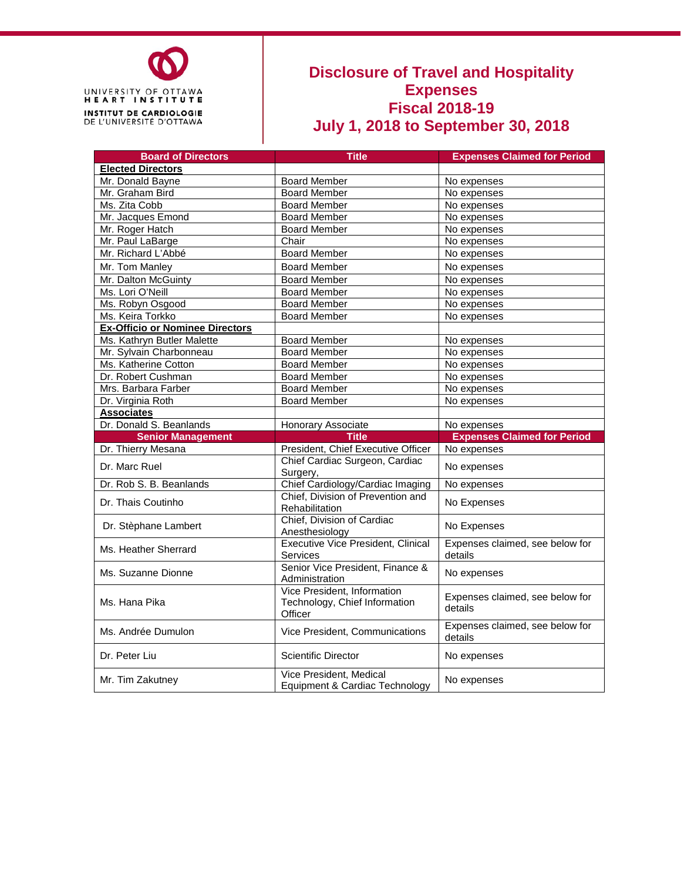UNIVERSITY OF OTTAWA
HEART INSTITUTE
INSTITUT DE CARDIOLOGIE
DE L'UNIVERSITÉ D'OTTAWA

# Disclosure of Travel and Hospitality Expenses
# Fiscal 2018-19
# July 1, 2018 to September 30, 2018

| Board of Directors | Title | Expenses Claimed for Period |
|---|---|---|
| **Elected Directors** | | |
| Mr. Donald Bayne | Board Member | No expenses |
| Mr. Graham Bird | Board Member | No expenses |
| Ms. Zita Cobb | Board Member | No expenses |
| Mr. Jacques Emond | Board Member | No expenses |
| Mr. Roger Hatch | Board Member | No expenses |
| Mr. Paul LaBarge | Chair | No expenses |
| Mr. Richard L'Abbé | Board Member | No expenses |
| Mr. Tom Manley | Board Member | No expenses |
| Mr. Dalton McGuinty | Board Member | No expenses |
| Ms. Lori O'Neill | Board Member | No expenses |
| Ms. Robyn Osgood | Board Member | No expenses |
| Ms. Keira Torkko | Board Member | No expenses |
| **Ex-Officio or Nominee Directors** | | |
| Ms. Kathryn Butler Malette | Board Member | No expenses |
| Mr. Sylvain Charbonneau | Board Member | No expenses |
| Ms. Katherine Cotton | Board Member | No expenses |
| Dr. Robert Cushman | Board Member | No expenses |
| Mrs. Barbara Farber | Board Member | No expenses |
| Dr. Virginia Roth | Board Member | No expenses |
| **Associates** | | |
| Dr. Donald S. Beanlands | Honorary Associate | No expenses |
| **Senior Management** | **Title** | **Expenses Claimed for Period** |
| Dr. Thierry Mesana | President, Chief Executive Officer | No expenses |
| Dr. Marc Ruel | Chief Cardiac Surgeon, Cardiac Surgery, | No expenses |
| Dr. Rob S. B. Beanlands | Chief Cardiology/Cardiac Imaging | No expenses |
| Dr. Thais Coutinho | Chief, Division of Prevention and Rehabilitation | No Expenses |
| Dr. Stèphane Lambert | Chief, Division of Cardiac Anesthesiology | No Expenses |
| Ms. Heather Sherrard | Executive Vice President, Clinical Services | Expenses claimed, see below for details |
| Ms. Suzanne Dionne | Senior Vice President, Finance & Administration | No expenses |
| Ms. Hana Pika | Vice President, Information Technology, Chief Information Officer | Expenses claimed, see below for details |
| Ms. Andrée Dumulon | Vice President, Communications | Expenses claimed, see below for details |
| Dr. Peter Liu | Scientific Director | No expenses |
| Mr. Tim Zakutney | Vice President, Medical Equipment & Cardiac Technology | No expenses |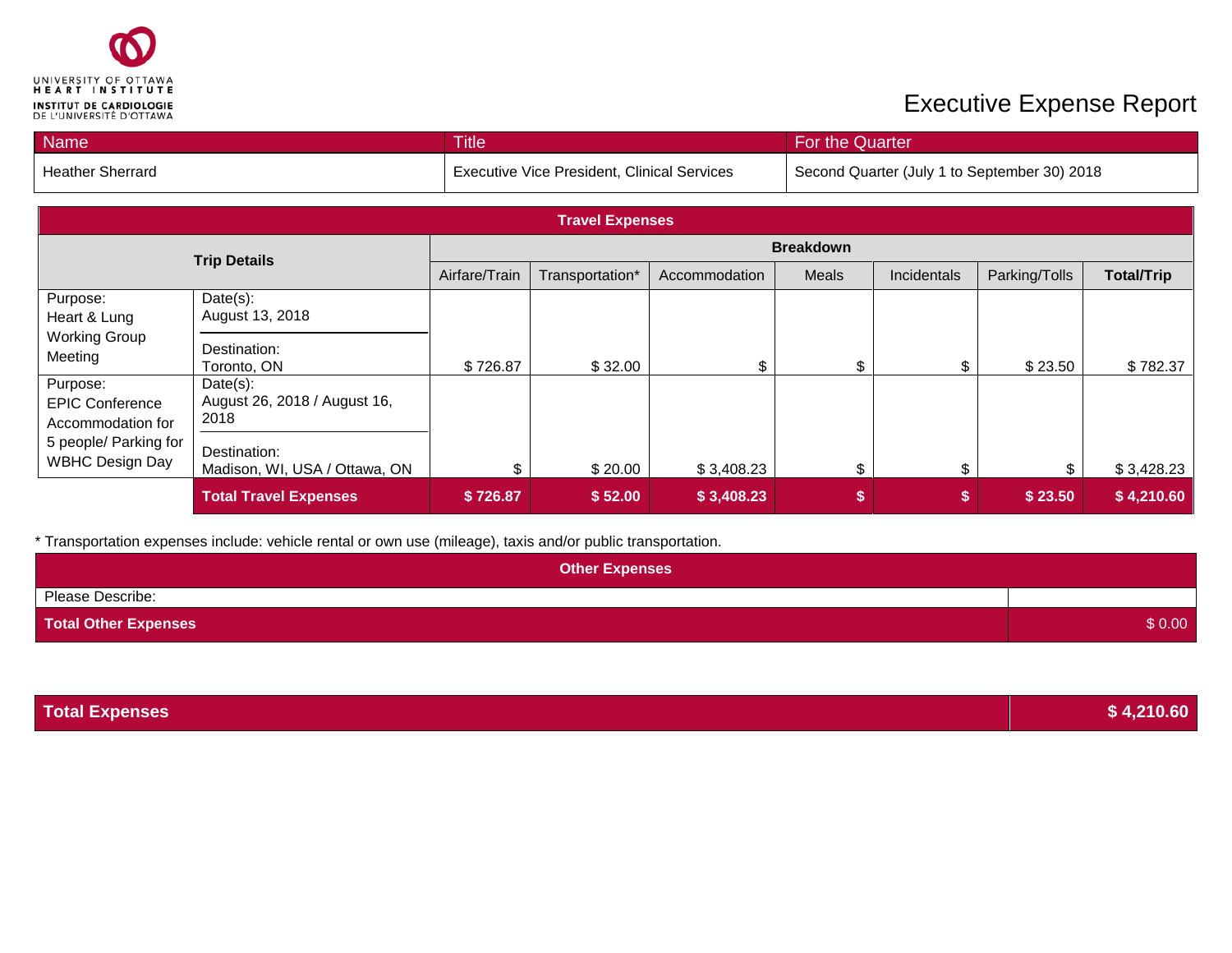UNIVERSITY OF OTTAWA HEART INSTITUTE
INSTITUT DE CARDIOLOGIE DE L'UNIVERSITÉ D'OTTAWA

# Executive Expense Report

| Name | Title | For the Quarter |
| --- | --- | --- |
| Heather Sherrard | Executive Vice President, Clinical Services | Second Quarter (July 1 to September 30) 2018 |

**Travel Expenses**

| Trip Details | | Breakdown | | | | | | |
| --- | --- | --- | --- | --- | --- | --- | --- | --- |
| | | Airfare/Train | Transportation* | Accommodation | Meals | Incidentals | Parking/Tolls | **Total/Trip** |
| Purpose: Heart & Lung Working Group Meeting | Date(s): August 13, 2018<br>Destination: Toronto, ON | $ 726.87 | $ 32.00 | $ | $ | $ | $ 23.50 | $ 782.37 |
| Purpose: EPIC Conference Accommodation for 5 people/ Parking for WBHC Design Day | Date(s): August 26, 2018 / August 16, 2018<br>Destination: Madison, WI, USA / Ottawa, ON | $ | $ 20.00 | $ 3,408.23 | $ | $ | $ | $ 3,428.23 |
| | **Total Travel Expenses** | **$ 726.87** | **$ 52.00** | **$ 3,408.23** | **$** | **$** | **$ 23.50** | **$ 4,210.60** |

* Transportation expenses include: vehicle rental or own use (mileage), taxis and/or public transportation.

**Other Expenses**

| Please Describe: | |
| --- | --- |
| **Total Other Expenses** | $ 0.00 |

| **Total Expenses** | **$ 4,210.60** |
| --- | --- |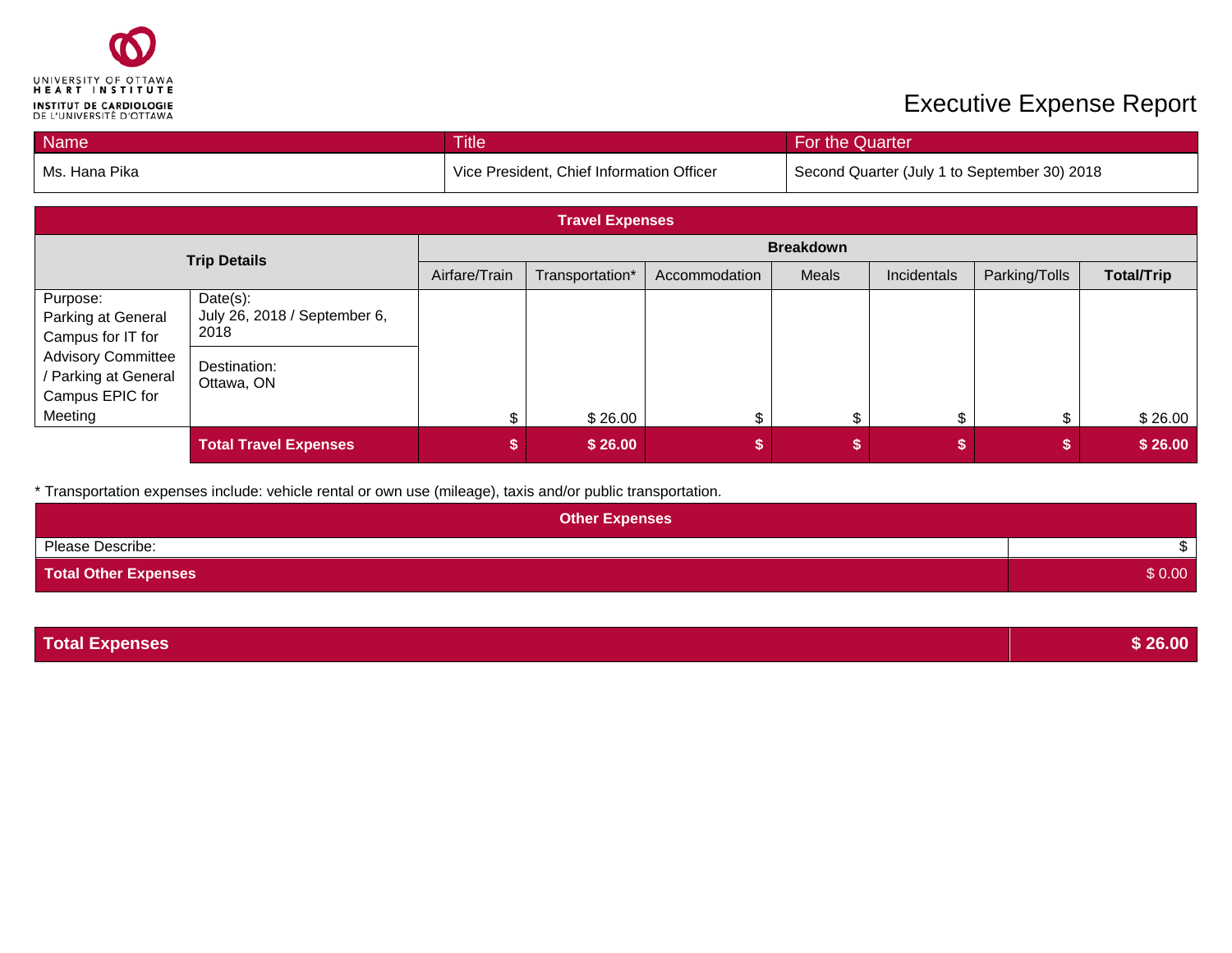UNIVERSITY OF OTTAWA HEART INSTITUTE
INSTITUT DE CARDIOLOGIE DE L'UNIVERSITÉ D'OTTAWA

# Executive Expense Report

| Name | Title | For the Quarter |
|---|---|---|
| Ms. Hana Pika | Vice President, Chief Information Officer | Second Quarter (July 1 to September 30) 2018 |

| Travel Expenses | | | | | | | | |
|---|---|---|---|---|---|---|---|---|
| **Trip Details** | | **Breakdown** | | | | | | |
| | | Airfare/Train | Transportation* | Accommodation | Meals | Incidentals | Parking/Tolls | **Total/Trip** |
| Purpose: Parking at General Campus for IT for Advisory Committee / Parking at General Campus EPIC for Meeting | Date(s): July 26, 2018 / September 6, 2018<br>Destination: Ottawa, ON | $ | $ 26.00 | $ | $ | $ | $ | $ 26.00 |
| | **Total Travel Expenses** | **$** | **$ 26.00** | **$** | **$** | **$** | **$** | **$ 26.00** |

\* Transportation expenses include: vehicle rental or own use (mileage), taxis and/or public transportation.

| Other Expenses | |
|---|---|
| Please Describe: | $ |
| **Total Other Expenses** | $ 0.00 |

| **Total Expenses** | **$ 26.00** |
|---|---|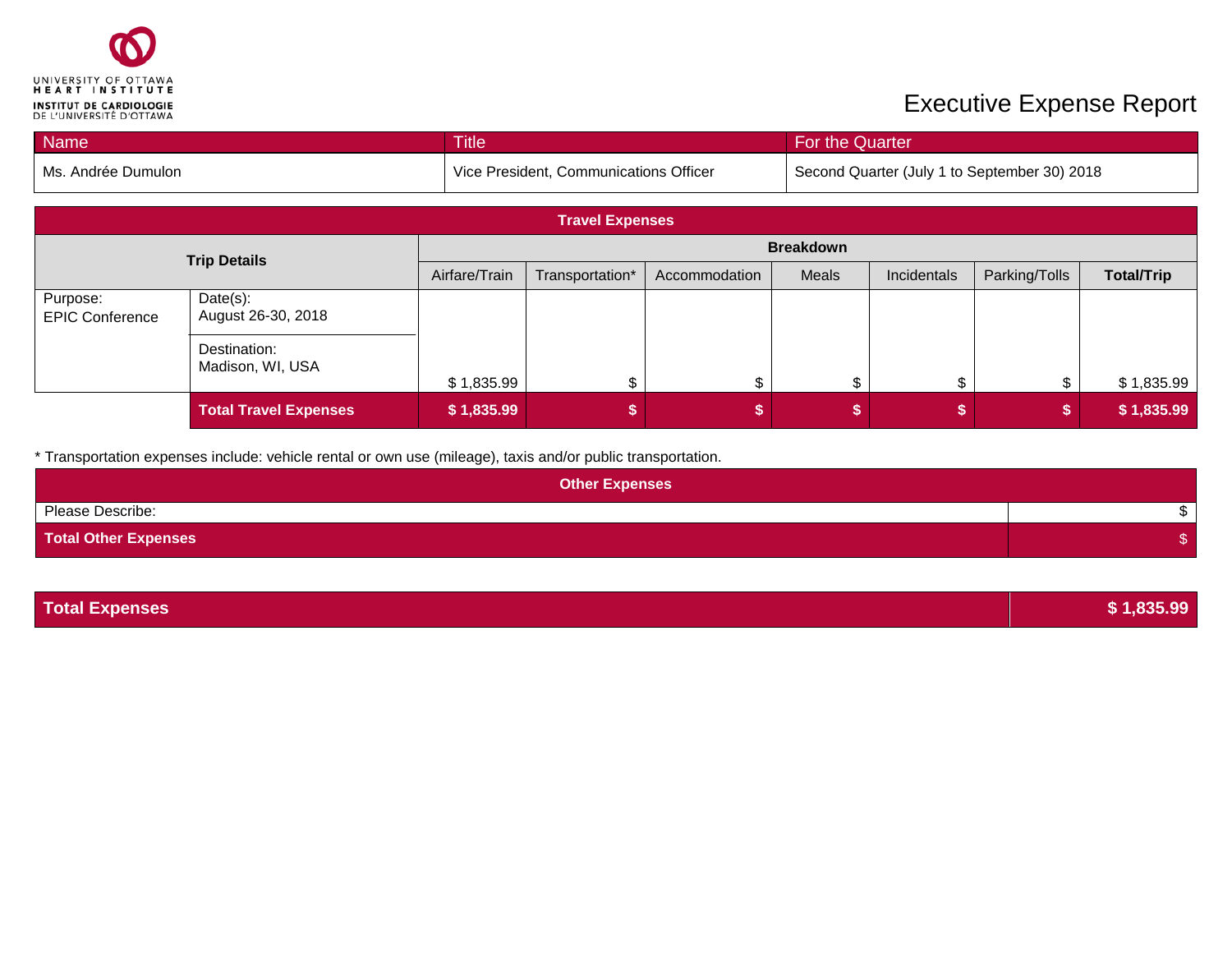UNIVERSITY OF OTTAWA HEART INSTITUTE
INSTITUT DE CARDIOLOGIE DE L'UNIVERSITÉ D'OTTAWA

# Executive Expense Report

| Name | Title | For the Quarter |
|---|---|---|
| Ms. Andrée Dumulon | Vice President, Communications Officer | Second Quarter (July 1 to September 30) 2018 |

| Travel Expenses | | | | | | | | |
|---|---|---|---|---|---|---|---|---|
| Trip Details | | Breakdown | | | | | | |
| | | Airfare/Train | Transportation* | Accommodation | Meals | Incidentals | Parking/Tolls | **Total/Trip** |
| Purpose: EPIC Conference | Date(s): August 26-30, 2018<br>Destination: Madison, WI, USA | $ 1,835.99 | $ | $ | $ | $ | $ | $ 1,835.99 |
| | **Total Travel Expenses** | **$ 1,835.99** | **$** | **$** | **$** | **$** | **$** | **$ 1,835.99** |

* Transportation expenses include: vehicle rental or own use (mileage), taxis and/or public transportation.

| Other Expenses | |
|---|---|
| Please Describe: | $ |
| **Total Other Expenses** | $ |

| | |
|---|---|
| **Total Expenses** | **$ 1,835.99** |